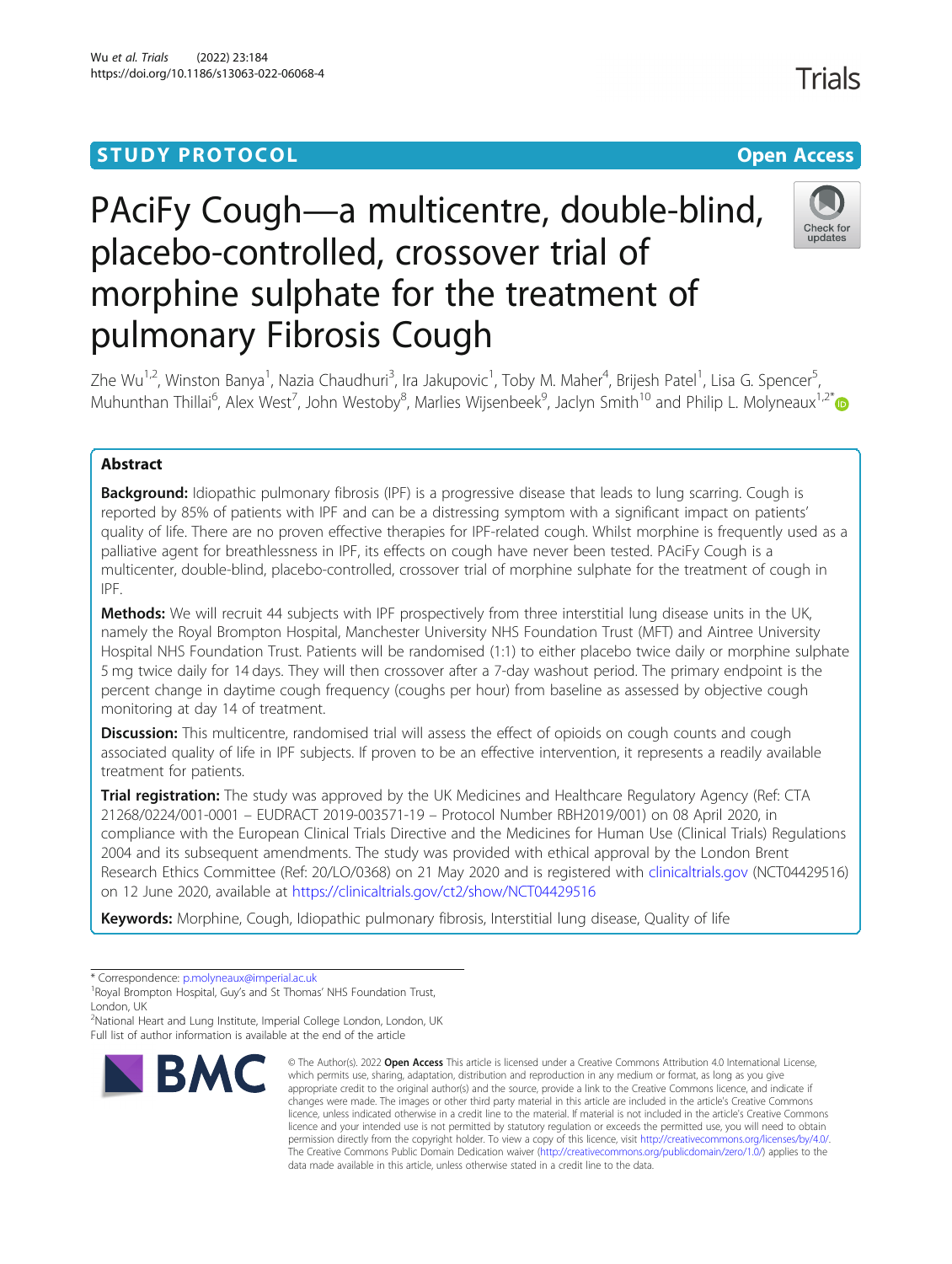STUDY PROTOCOL

Open Access

# PAciFy Cough—a multicentre, double-blind, placebo-controlled, crossover trial of morphine sulphate for the treatment of pulmonary Fibrosis Cough

Zhe Wu[1,2], Winston Banya[1], Nazia Chaudhuri[3], Ira Jakupovic[1], Toby M. Maher[4], Brijesh Patel[1], Lisa G. Spencer[5], Muhunthan Thillai[6], Alex West[7], John Westoby[8], Marlies Wijsenbeek[9], Jaclyn Smith[10] and Philip L. Molyneaux[1,2*]

## Abstract

**Background:** Idiopathic pulmonary fibrosis (IPF) is a progressive disease that leads to lung scarring. Cough is reported by 85% of patients with IPF and can be a distressing symptom with a significant impact on patients' quality of life. There are no proven effective therapies for IPF-related cough. Whilst morphine is frequently used as a palliative agent for breathlessness in IPF, its effects on cough have never been tested. PAciFy Cough is a multicenter, double-blind, placebo-controlled, crossover trial of morphine sulphate for the treatment of cough in IPF.

**Methods:** We will recruit 44 subjects with IPF prospectively from three interstitial lung disease units in the UK, namely the Royal Brompton Hospital, Manchester University NHS Foundation Trust (MFT) and Aintree University Hospital NHS Foundation Trust. Patients will be randomised (1:1) to either placebo twice daily or morphine sulphate 5 mg twice daily for 14 days. They will then crossover after a 7-day washout period. The primary endpoint is the percent change in daytime cough frequency (coughs per hour) from baseline as assessed by objective cough monitoring at day 14 of treatment.

**Discussion:** This multicentre, randomised trial will assess the effect of opioids on cough counts and cough associated quality of life in IPF subjects. If proven to be an effective intervention, it represents a readily available treatment for patients.

**Trial registration:** The study was approved by the UK Medicines and Healthcare Regulatory Agency (Ref: CTA 21268/0224/001-0001 – EUDRACT 2019-003571-19 – Protocol Number RBH2019/001) on 08 April 2020, in compliance with the European Clinical Trials Directive and the Medicines for Human Use (Clinical Trials) Regulations 2004 and its subsequent amendments. The study was provided with ethical approval by the London Brent Research Ethics Committee (Ref: 20/LO/0368) on 21 May 2020 and is registered with clinicaltrials.gov (NCT04429516) on 12 June 2020, available at https://clinicaltrials.gov/ct2/show/NCT04429516

**Keywords:** Morphine, Cough, Idiopathic pulmonary fibrosis, Interstitial lung disease, Quality of life

---

* Correspondence: p.molyneaux@imperial.ac.uk
[1]Royal Brompton Hospital, Guy's and St Thomas' NHS Foundation Trust, London, UK
[2]National Heart and Lung Institute, Imperial College London, London, UK
Full list of author information is available at the end of the article

© The Author(s). 2022 **Open Access** This article is licensed under a Creative Commons Attribution 4.0 International License, which permits use, sharing, adaptation, distribution and reproduction in any medium or format, as long as you give appropriate credit to the original author(s) and the source, provide a link to the Creative Commons licence, and indicate if changes were made. The images or other third party material in this article are included in the article's Creative Commons licence, unless indicated otherwise in a credit line to the material. If material is not included in the article's Creative Commons licence and your intended use is not permitted by statutory regulation or exceeds the permitted use, you will need to obtain permission directly from the copyright holder. To view a copy of this licence, visit http://creativecommons.org/licenses/by/4.0/. The Creative Commons Public Domain Dedication waiver (http://creativecommons.org/publicdomain/zero/1.0/) applies to the data made available in this article, unless otherwise stated in a credit line to the data.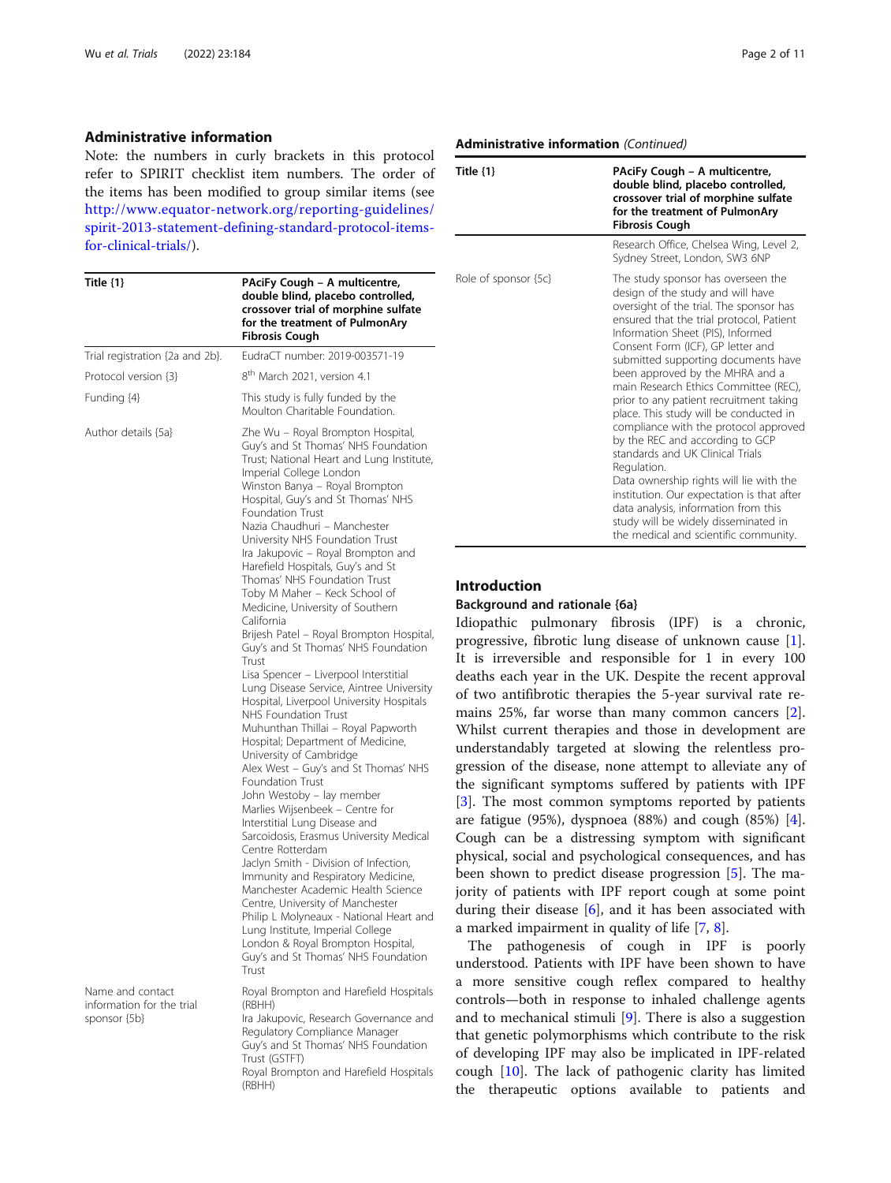## Administrative information

Note: the numbers in curly brackets in this protocol refer to SPIRIT checklist item numbers. The order of the items has been modified to group similar items (see http://www.equator-network.org/reporting-guidelines/spirit-2013-statement-defining-standard-protocol-items-for-clinical-trials/).

| Title {1} | **PAciFy Cough – A multicentre, double blind, placebo controlled, crossover trial of morphine sulfate for the treatment of PulmonAry Fibrosis Cough** |
|---|---|
| Trial registration {2a and 2b}. | EudraCT number: 2019-003571-19 |
| Protocol version {3} | 8th March 2021, version 4.1 |
| Funding {4} | This study is fully funded by the Moulton Charitable Foundation. |
| Author details {5a} | Zhe Wu – Royal Brompton Hospital, Guy's and St Thomas' NHS Foundation Trust; National Heart and Lung Institute, Imperial College London<br>Winston Banya – Royal Brompton Hospital, Guy's and St Thomas' NHS Foundation Trust<br>Nazia Chaudhuri – Manchester University NHS Foundation Trust<br>Ira Jakupovic – Royal Brompton and Harefield Hospitals, Guy's and St Thomas' NHS Foundation Trust<br>Toby M Maher – Keck School of Medicine, University of Southern California<br>Brijesh Patel – Royal Brompton Hospital, Guy's and St Thomas' NHS Foundation Trust<br>Lisa Spencer – Liverpool Interstitial Lung Disease Service, Aintree University Hospital, Liverpool University Hospitals NHS Foundation Trust<br>Muhunthan Thillai – Royal Papworth Hospital; Department of Medicine, University of Cambridge<br>Alex West – Guy's and St Thomas' NHS Foundation Trust<br>John Westoby – lay member<br>Marlies Wijsenbeek – Centre for Interstitial Lung Disease and Sarcoidosis, Erasmus University Medical Centre Rotterdam<br>Jaclyn Smith - Division of Infection, Immunity and Respiratory Medicine, Manchester Academic Health Science Centre, University of Manchester<br>Philip L Molyneaux - National Heart and Lung Institute, Imperial College London & Royal Brompton Hospital, Guy's and St Thomas' NHS Foundation Trust |
| Name and contact information for the trial sponsor {5b} | Royal Brompton and Harefield Hospitals (RBHH)<br>Ira Jakupovic, Research Governance and Regulatory Compliance Manager<br>Guy's and St Thomas' NHS Foundation Trust (GSTFT)<br>Royal Brompton and Harefield Hospitals (RBHH)<br>Research Office, Chelsea Wing, Level 2, Sydney Street, London, SW3 6NP |
| Role of sponsor {5c} | The study sponsor has overseen the design of the study and will have oversight of the trial. The sponsor has ensured that the trial protocol, Patient Information Sheet (PIS), Informed Consent Form (ICF), GP letter and submitted supporting documents have been approved by the MHRA and a main Research Ethics Committee (REC), prior to any patient recruitment taking place. This study will be conducted in compliance with the protocol approved by the REC and according to GCP standards and UK Clinical Trials Regulation.<br>Data ownership rights will lie with the institution. Our expectation is that after data analysis, information from this study will be widely disseminated in the medical and scientific community. |

## Introduction

### Background and rationale {6a}

Idiopathic pulmonary fibrosis (IPF) is a chronic, progressive, fibrotic lung disease of unknown cause [1]. It is irreversible and responsible for 1 in every 100 deaths each year in the UK. Despite the recent approval of two antifibrotic therapies the 5-year survival rate remains 25%, far worse than many common cancers [2]. Whilst current therapies and those in development are understandably targeted at slowing the relentless progression of the disease, none attempt to alleviate any of the significant symptoms suffered by patients with IPF [3]. The most common symptoms reported by patients are fatigue (95%), dyspnoea (88%) and cough (85%) [4]. Cough can be a distressing symptom with significant physical, social and psychological consequences, and has been shown to predict disease progression [5]. The majority of patients with IPF report cough at some point during their disease [6], and it has been associated with a marked impairment in quality of life [7, 8].

The pathogenesis of cough in IPF is poorly understood. Patients with IPF have been shown to have a more sensitive cough reflex compared to healthy controls—both in response to inhaled challenge agents and to mechanical stimuli [9]. There is also a suggestion that genetic polymorphisms which contribute to the risk of developing IPF may also be implicated in IPF-related cough [10]. The lack of pathogenic clarity has limited the therapeutic options available to patients and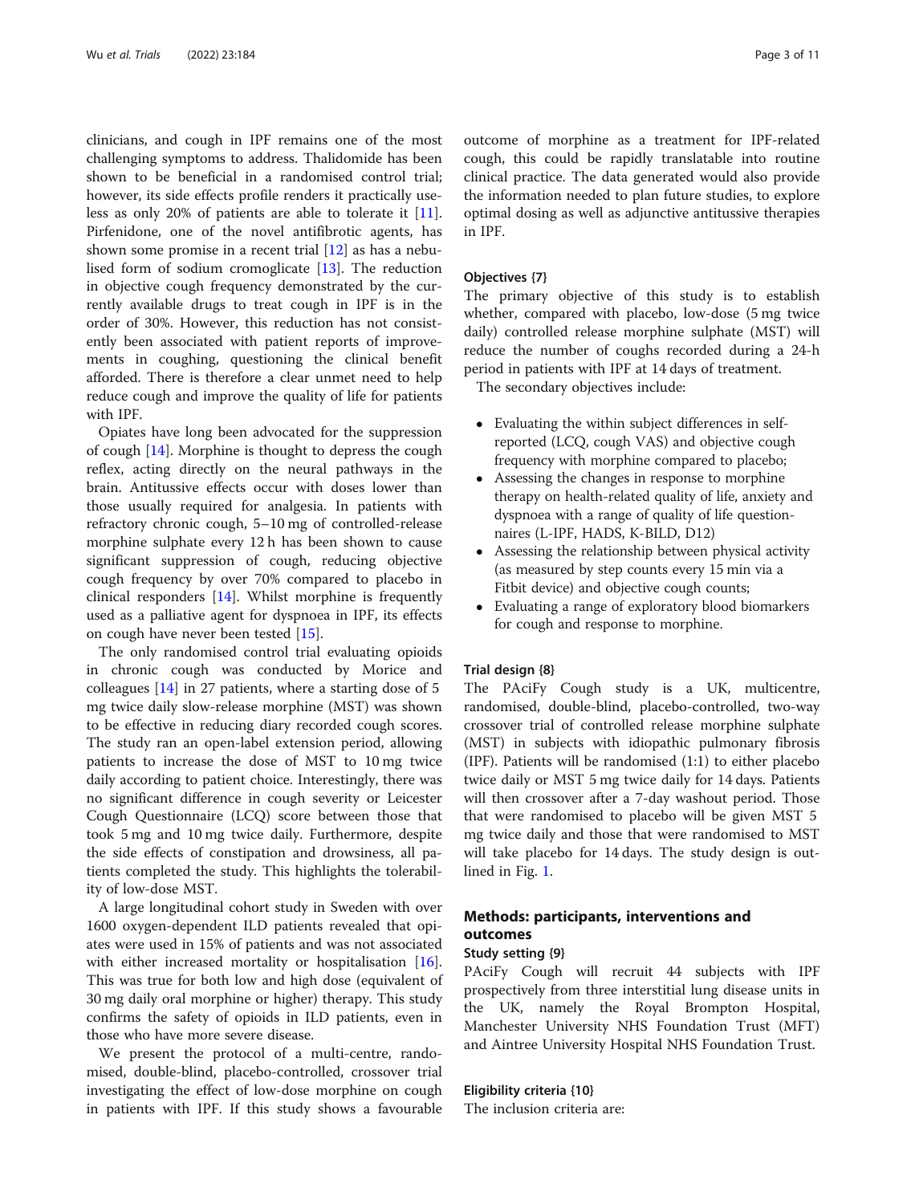clinicians, and cough in IPF remains one of the most challenging symptoms to address. Thalidomide has been shown to be beneficial in a randomised control trial; however, its side effects profile renders it practically useless as only 20% of patients are able to tolerate it [11]. Pirfenidone, one of the novel antifibrotic agents, has shown some promise in a recent trial [12] as has a nebulised form of sodium cromoglicate [13]. The reduction in objective cough frequency demonstrated by the currently available drugs to treat cough in IPF is in the order of 30%. However, this reduction has not consistently been associated with patient reports of improvements in coughing, questioning the clinical benefit afforded. There is therefore a clear unmet need to help reduce cough and improve the quality of life for patients with IPF.

Opiates have long been advocated for the suppression of cough [14]. Morphine is thought to depress the cough reflex, acting directly on the neural pathways in the brain. Antitussive effects occur with doses lower than those usually required for analgesia. In patients with refractory chronic cough, 5–10 mg of controlled-release morphine sulphate every 12 h has been shown to cause significant suppression of cough, reducing objective cough frequency by over 70% compared to placebo in clinical responders [14]. Whilst morphine is frequently used as a palliative agent for dyspnoea in IPF, its effects on cough have never been tested [15].

The only randomised control trial evaluating opioids in chronic cough was conducted by Morice and colleagues [14] in 27 patients, where a starting dose of 5 mg twice daily slow-release morphine (MST) was shown to be effective in reducing diary recorded cough scores. The study ran an open-label extension period, allowing patients to increase the dose of MST to 10 mg twice daily according to patient choice. Interestingly, there was no significant difference in cough severity or Leicester Cough Questionnaire (LCQ) score between those that took 5 mg and 10 mg twice daily. Furthermore, despite the side effects of constipation and drowsiness, all patients completed the study. This highlights the tolerability of low-dose MST.

A large longitudinal cohort study in Sweden with over 1600 oxygen-dependent ILD patients revealed that opiates were used in 15% of patients and was not associated with either increased mortality or hospitalisation [16]. This was true for both low and high dose (equivalent of 30 mg daily oral morphine or higher) therapy. This study confirms the safety of opioids in ILD patients, even in those who have more severe disease.

We present the protocol of a multi-centre, randomised, double-blind, placebo-controlled, crossover trial investigating the effect of low-dose morphine on cough in patients with IPF. If this study shows a favourable outcome of morphine as a treatment for IPF-related cough, this could be rapidly translatable into routine clinical practice. The data generated would also provide the information needed to plan future studies, to explore optimal dosing as well as adjunctive antitussive therapies in IPF.

### Objectives {7}

The primary objective of this study is to establish whether, compared with placebo, low-dose (5 mg twice daily) controlled release morphine sulphate (MST) will reduce the number of coughs recorded during a 24-h period in patients with IPF at 14 days of treatment.

The secondary objectives include:

- Evaluating the within subject differences in self-reported (LCQ, cough VAS) and objective cough frequency with morphine compared to placebo;
- Assessing the changes in response to morphine therapy on health-related quality of life, anxiety and dyspnoea with a range of quality of life questionnaires (L-IPF, HADS, K-BILD, D12)
- Assessing the relationship between physical activity (as measured by step counts every 15 min via a Fitbit device) and objective cough counts;
- Evaluating a range of exploratory blood biomarkers for cough and response to morphine.

### Trial design {8}

The PAciFy Cough study is a UK, multicentre, randomised, double-blind, placebo-controlled, two-way crossover trial of controlled release morphine sulphate (MST) in subjects with idiopathic pulmonary fibrosis (IPF). Patients will be randomised (1:1) to either placebo twice daily or MST 5 mg twice daily for 14 days. Patients will then crossover after a 7-day washout period. Those that were randomised to placebo will be given MST 5 mg twice daily and those that were randomised to MST will take placebo for 14 days. The study design is outlined in Fig. 1.

## Methods: participants, interventions and outcomes

### Study setting {9}

PAciFy Cough will recruit 44 subjects with IPF prospectively from three interstitial lung disease units in the UK, namely the Royal Brompton Hospital, Manchester University NHS Foundation Trust (MFT) and Aintree University Hospital NHS Foundation Trust.

### Eligibility criteria {10}

The inclusion criteria are: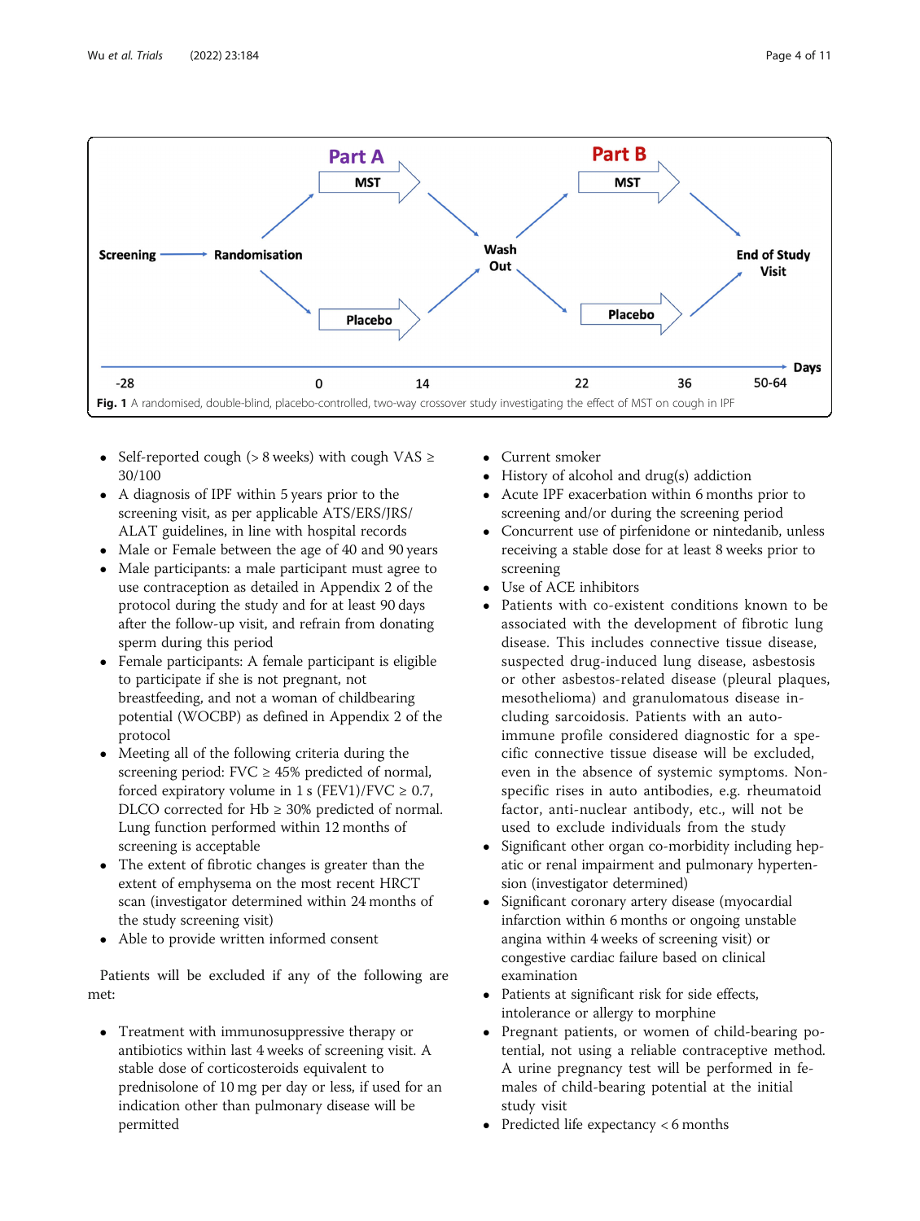Fig. 1 A randomised, double-blind, placebo-controlled, two-way crossover study investigating the effect of MST on cough in IPF

- Self-reported cough (> 8 weeks) with cough VAS ≥ 30/100
- A diagnosis of IPF within 5 years prior to the screening visit, as per applicable ATS/ERS/JRS/ALAT guidelines, in line with hospital records
- Male or Female between the age of 40 and 90 years
- Male participants: a male participant must agree to use contraception as detailed in Appendix 2 of the protocol during the study and for at least 90 days after the follow-up visit, and refrain from donating sperm during this period
- Female participants: A female participant is eligible to participate if she is not pregnant, not breastfeeding, and not a woman of childbearing potential (WOCBP) as defined in Appendix 2 of the protocol
- Meeting all of the following criteria during the screening period: FVC ≥ 45% predicted of normal, forced expiratory volume in 1 s (FEV1)/FVC ≥ 0.7, DLCO corrected for Hb ≥ 30% predicted of normal. Lung function performed within 12 months of screening is acceptable
- The extent of fibrotic changes is greater than the extent of emphysema on the most recent HRCT scan (investigator determined within 24 months of the study screening visit)
- Able to provide written informed consent

Patients will be excluded if any of the following are met:

- Treatment with immunosuppressive therapy or antibiotics within last 4 weeks of screening visit. A stable dose of corticosteroids equivalent to prednisolone of 10 mg per day or less, if used for an indication other than pulmonary disease will be permitted
- Current smoker
- History of alcohol and drug(s) addiction
- Acute IPF exacerbation within 6 months prior to screening and/or during the screening period
- Concurrent use of pirfenidone or nintedanib, unless receiving a stable dose for at least 8 weeks prior to screening
- Use of ACE inhibitors
- Patients with co-existent conditions known to be associated with the development of fibrotic lung disease. This includes connective tissue disease, suspected drug-induced lung disease, asbestosis or other asbestos-related disease (pleural plaques, mesothelioma) and granulomatous disease including sarcoidosis. Patients with an autoimmune profile considered diagnostic for a specific connective tissue disease will be excluded, even in the absence of systemic symptoms. Non-specific rises in auto antibodies, e.g. rheumatoid factor, anti-nuclear antibody, etc., will not be used to exclude individuals from the study
- Significant other organ co-morbidity including hepatic or renal impairment and pulmonary hypertension (investigator determined)
- Significant coronary artery disease (myocardial infarction within 6 months or ongoing unstable angina within 4 weeks of screening visit) or congestive cardiac failure based on clinical examination
- Patients at significant risk for side effects, intolerance or allergy to morphine
- Pregnant patients, or women of child-bearing potential, not using a reliable contraceptive method. A urine pregnancy test will be performed in females of child-bearing potential at the initial study visit
- Predicted life expectancy < 6 months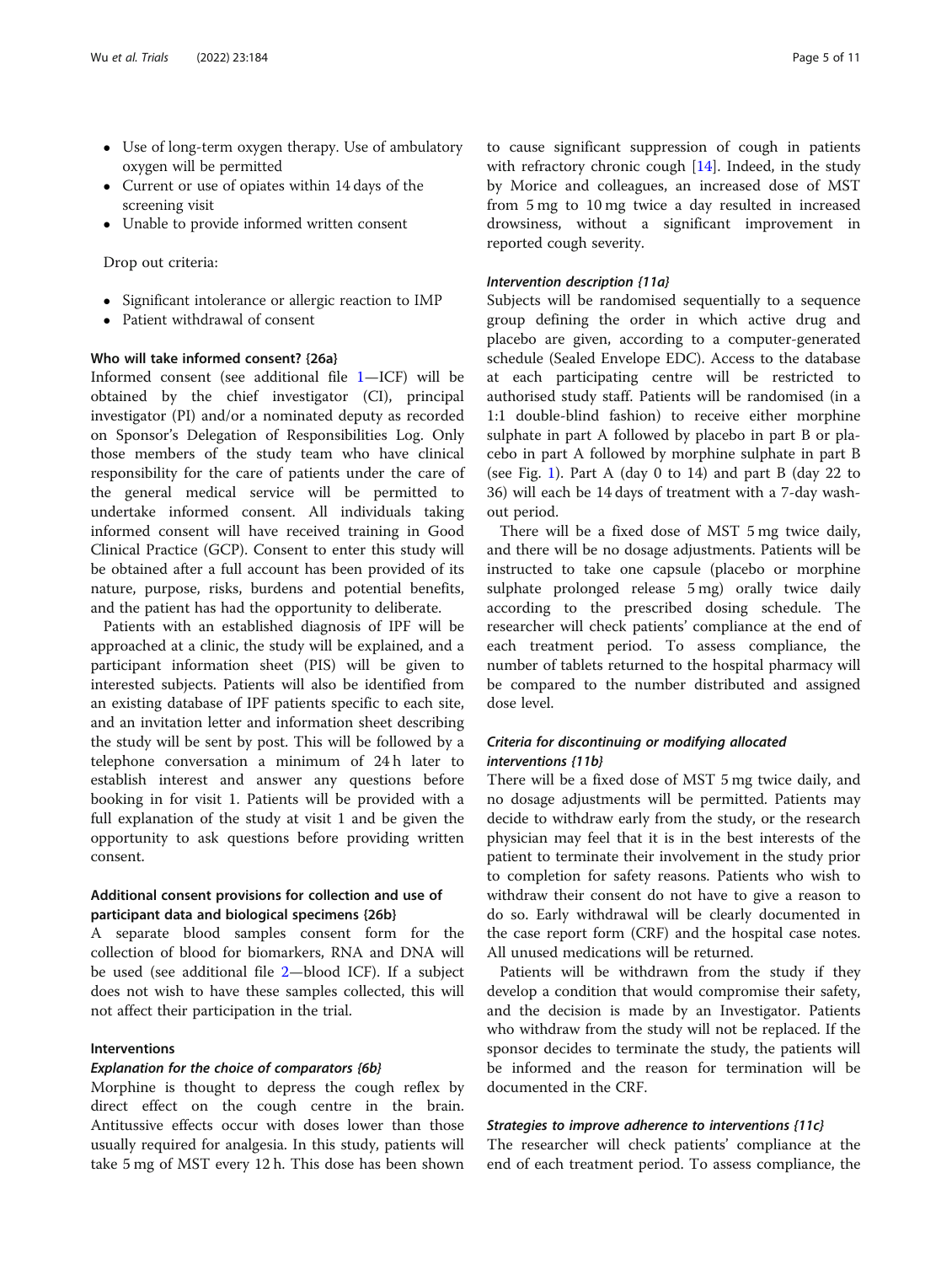- Use of long-term oxygen therapy. Use of ambulatory oxygen will be permitted
- Current or use of opiates within 14 days of the screening visit
- Unable to provide informed written consent

Drop out criteria:

- Significant intolerance or allergic reaction to IMP
- Patient withdrawal of consent

### Who will take informed consent? {26a}

Informed consent (see additional file 1—ICF) will be obtained by the chief investigator (CI), principal investigator (PI) and/or a nominated deputy as recorded on Sponsor's Delegation of Responsibilities Log. Only those members of the study team who have clinical responsibility for the care of patients under the care of the general medical service will be permitted to undertake informed consent. All individuals taking informed consent will have received training in Good Clinical Practice (GCP). Consent to enter this study will be obtained after a full account has been provided of its nature, purpose, risks, burdens and potential benefits, and the patient has had the opportunity to deliberate.

Patients with an established diagnosis of IPF will be approached at a clinic, the study will be explained, and a participant information sheet (PIS) will be given to interested subjects. Patients will also be identified from an existing database of IPF patients specific to each site, and an invitation letter and information sheet describing the study will be sent by post. This will be followed by a telephone conversation a minimum of 24 h later to establish interest and answer any questions before booking in for visit 1. Patients will be provided with a full explanation of the study at visit 1 and be given the opportunity to ask questions before providing written consent.

### Additional consent provisions for collection and use of participant data and biological specimens {26b}

A separate blood samples consent form for the collection of blood for biomarkers, RNA and DNA will be used (see additional file 2—blood ICF). If a subject does not wish to have these samples collected, this will not affect their participation in the trial.

### Interventions

#### *Explanation for the choice of comparators {6b}*

Morphine is thought to depress the cough reflex by direct effect on the cough centre in the brain. Antitussive effects occur with doses lower than those usually required for analgesia. In this study, patients will take 5 mg of MST every 12 h. This dose has been shown to cause significant suppression of cough in patients with refractory chronic cough [14]. Indeed, in the study by Morice and colleagues, an increased dose of MST from 5 mg to 10 mg twice a day resulted in increased drowsiness, without a significant improvement in reported cough severity.

#### *Intervention description {11a}*

Subjects will be randomised sequentially to a sequence group defining the order in which active drug and placebo are given, according to a computer-generated schedule (Sealed Envelope EDC). Access to the database at each participating centre will be restricted to authorised study staff. Patients will be randomised (in a 1:1 double-blind fashion) to receive either morphine sulphate in part A followed by placebo in part B or placebo in part A followed by morphine sulphate in part B (see Fig. 1). Part A (day 0 to 14) and part B (day 22 to 36) will each be 14 days of treatment with a 7-day washout period.

There will be a fixed dose of MST 5 mg twice daily, and there will be no dosage adjustments. Patients will be instructed to take one capsule (placebo or morphine sulphate prolonged release 5 mg) orally twice daily according to the prescribed dosing schedule. The researcher will check patients' compliance at the end of each treatment period. To assess compliance, the number of tablets returned to the hospital pharmacy will be compared to the number distributed and assigned dose level.

#### *Criteria for discontinuing or modifying allocated interventions {11b}*

There will be a fixed dose of MST 5 mg twice daily, and no dosage adjustments will be permitted. Patients may decide to withdraw early from the study, or the research physician may feel that it is in the best interests of the patient to terminate their involvement in the study prior to completion for safety reasons. Patients who wish to withdraw their consent do not have to give a reason to do so. Early withdrawal will be clearly documented in the case report form (CRF) and the hospital case notes. All unused medications will be returned.

Patients will be withdrawn from the study if they develop a condition that would compromise their safety, and the decision is made by an Investigator. Patients who withdraw from the study will not be replaced. If the sponsor decides to terminate the study, the patients will be informed and the reason for termination will be documented in the CRF.

#### *Strategies to improve adherence to interventions {11c}*

The researcher will check patients' compliance at the end of each treatment period. To assess compliance, the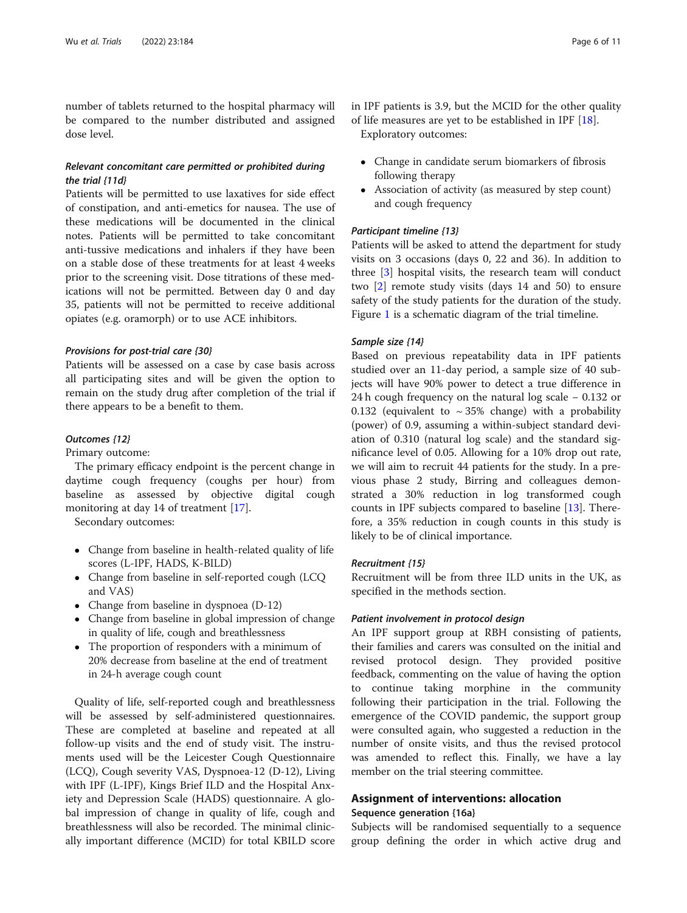number of tablets returned to the hospital pharmacy will be compared to the number distributed and assigned dose level.

### *Relevant concomitant care permitted or prohibited during the trial {11d}*

Patients will be permitted to use laxatives for side effect of constipation, and anti-emetics for nausea. The use of these medications will be documented in the clinical notes. Patients will be permitted to take concomitant anti-tussive medications and inhalers if they have been on a stable dose of these treatments for at least 4 weeks prior to the screening visit. Dose titrations of these medications will not be permitted. Between day 0 and day 35, patients will not be permitted to receive additional opiates (e.g. oramorph) or to use ACE inhibitors.

### *Provisions for post-trial care {30}*

Patients will be assessed on a case by case basis across all participating sites and will be given the option to remain on the study drug after completion of the trial if there appears to be a benefit to them.

### *Outcomes {12}*

Primary outcome:

The primary efficacy endpoint is the percent change in daytime cough frequency (coughs per hour) from baseline as assessed by objective digital cough monitoring at day 14 of treatment [17].

Secondary outcomes:

- Change from baseline in health-related quality of life scores (L-IPF, HADS, K-BILD)
- Change from baseline in self-reported cough (LCQ and VAS)
- Change from baseline in dyspnoea (D-12)
- Change from baseline in global impression of change in quality of life, cough and breathlessness
- The proportion of responders with a minimum of 20% decrease from baseline at the end of treatment in 24-h average cough count

Quality of life, self-reported cough and breathlessness will be assessed by self-administered questionnaires. These are completed at baseline and repeated at all follow-up visits and the end of study visit. The instruments used will be the Leicester Cough Questionnaire (LCQ), Cough severity VAS, Dyspnoea-12 (D-12), Living with IPF (L-IPF), Kings Brief ILD and the Hospital Anxiety and Depression Scale (HADS) questionnaire. A global impression of change in quality of life, cough and breathlessness will also be recorded. The minimal clinically important difference (MCID) for total KBILD score in IPF patients is 3.9, but the MCID for the other quality of life measures are yet to be established in IPF [18].

Exploratory outcomes:

- Change in candidate serum biomarkers of fibrosis following therapy
- Association of activity (as measured by step count) and cough frequency

### *Participant timeline {13}*

Patients will be asked to attend the department for study visits on 3 occasions (days 0, 22 and 36). In addition to three [3] hospital visits, the research team will conduct two [2] remote study visits (days 14 and 50) to ensure safety of the study patients for the duration of the study. Figure 1 is a schematic diagram of the trial timeline.

### *Sample size {14}*

Based on previous repeatability data in IPF patients studied over an 11-day period, a sample size of 40 subjects will have 90% power to detect a true difference in 24 h cough frequency on the natural log scale − 0.132 or 0.132 (equivalent to ~ 35% change) with a probability (power) of 0.9, assuming a within-subject standard deviation of 0.310 (natural log scale) and the standard significance level of 0.05. Allowing for a 10% drop out rate, we will aim to recruit 44 patients for the study. In a previous phase 2 study, Birring and colleagues demonstrated a 30% reduction in log transformed cough counts in IPF subjects compared to baseline [13]. Therefore, a 35% reduction in cough counts in this study is likely to be of clinical importance.

### *Recruitment {15}*

Recruitment will be from three ILD units in the UK, as specified in the methods section.

### *Patient involvement in protocol design*

An IPF support group at RBH consisting of patients, their families and carers was consulted on the initial and revised protocol design. They provided positive feedback, commenting on the value of having the option to continue taking morphine in the community following their participation in the trial. Following the emergence of the COVID pandemic, the support group were consulted again, who suggested a reduction in the number of onsite visits, and thus the revised protocol was amended to reflect this. Finally, we have a lay member on the trial steering committee.

## Assignment of interventions: allocation

### Sequence generation {16a}

Subjects will be randomised sequentially to a sequence group defining the order in which active drug and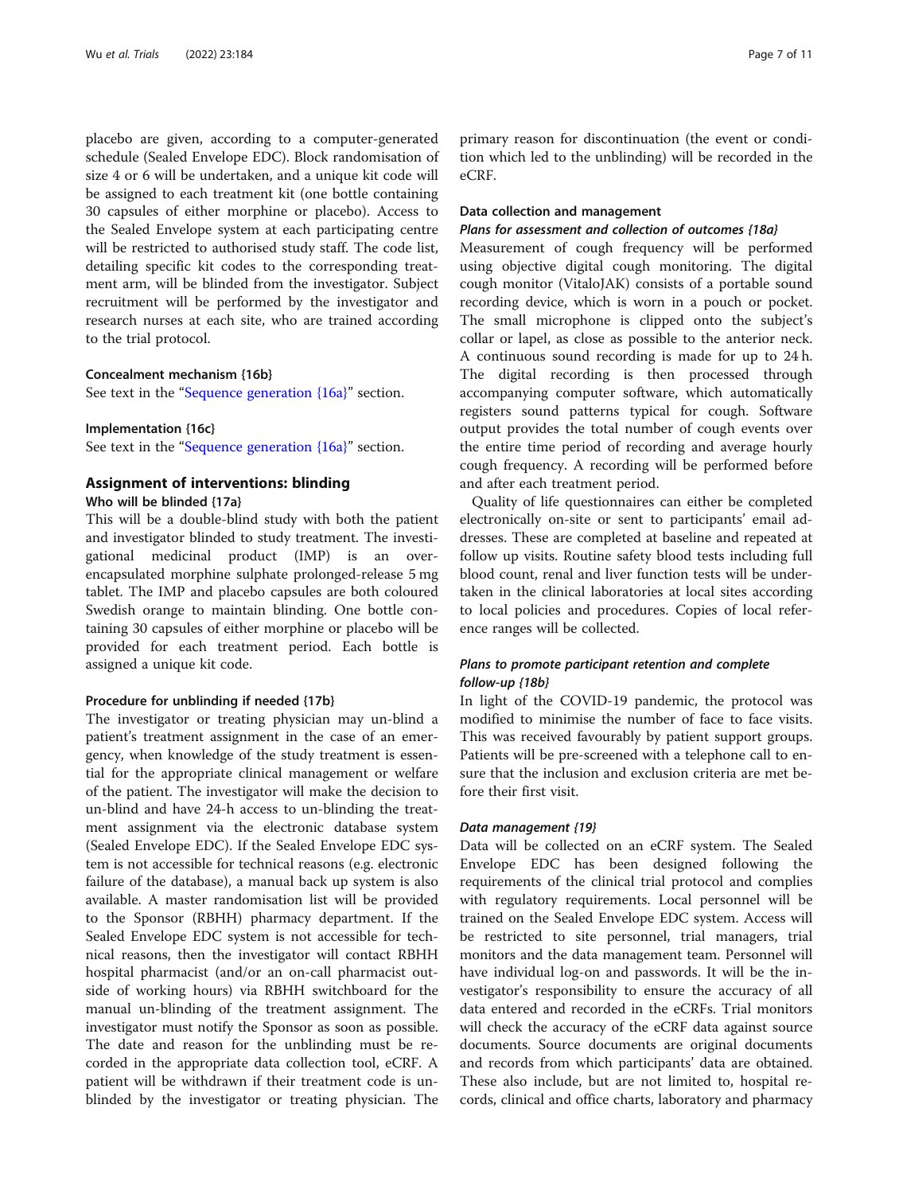placebo are given, according to a computer-generated schedule (Sealed Envelope EDC). Block randomisation of size 4 or 6 will be undertaken, and a unique kit code will be assigned to each treatment kit (one bottle containing 30 capsules of either morphine or placebo). Access to the Sealed Envelope system at each participating centre will be restricted to authorised study staff. The code list, detailing specific kit codes to the corresponding treatment arm, will be blinded from the investigator. Subject recruitment will be performed by the investigator and research nurses at each site, who are trained according to the trial protocol.

#### Concealment mechanism {16b}

See text in the "Sequence generation {16a}" section.

#### Implementation {16c}

See text in the "Sequence generation {16a}" section.

### Assignment of interventions: blinding

#### Who will be blinded {17a}

This will be a double-blind study with both the patient and investigator blinded to study treatment. The investigational medicinal product (IMP) is an over-encapsulated morphine sulphate prolonged-release 5 mg tablet. The IMP and placebo capsules are both coloured Swedish orange to maintain blinding. One bottle containing 30 capsules of either morphine or placebo will be provided for each treatment period. Each bottle is assigned a unique kit code.

#### Procedure for unblinding if needed {17b}

The investigator or treating physician may un-blind a patient's treatment assignment in the case of an emergency, when knowledge of the study treatment is essential for the appropriate clinical management or welfare of the patient. The investigator will make the decision to un-blind and have 24-h access to un-blinding the treatment assignment via the electronic database system (Sealed Envelope EDC). If the Sealed Envelope EDC system is not accessible for technical reasons (e.g. electronic failure of the database), a manual back up system is also available. A master randomisation list will be provided to the Sponsor (RBHH) pharmacy department. If the Sealed Envelope EDC system is not accessible for technical reasons, then the investigator will contact RBHH hospital pharmacist (and/or an on-call pharmacist outside of working hours) via RBHH switchboard for the manual un-blinding of the treatment assignment. The investigator must notify the Sponsor as soon as possible. The date and reason for the unblinding must be recorded in the appropriate data collection tool, eCRF. A patient will be withdrawn if their treatment code is unblinded by the investigator or treating physician. The primary reason for discontinuation (the event or condition which led to the unblinding) will be recorded in the eCRF.

#### Data collection and management

#### *Plans for assessment and collection of outcomes {18a}*

Measurement of cough frequency will be performed using objective digital cough monitoring. The digital cough monitor (VitaloJAK) consists of a portable sound recording device, which is worn in a pouch or pocket. The small microphone is clipped onto the subject's collar or lapel, as close as possible to the anterior neck. A continuous sound recording is made for up to 24 h. The digital recording is then processed through accompanying computer software, which automatically registers sound patterns typical for cough. Software output provides the total number of cough events over the entire time period of recording and average hourly cough frequency. A recording will be performed before and after each treatment period.

Quality of life questionnaires can either be completed electronically on-site or sent to participants' email addresses. These are completed at baseline and repeated at follow up visits. Routine safety blood tests including full blood count, renal and liver function tests will be undertaken in the clinical laboratories at local sites according to local policies and procedures. Copies of local reference ranges will be collected.

#### *Plans to promote participant retention and complete follow-up {18b}*

In light of the COVID-19 pandemic, the protocol was modified to minimise the number of face to face visits. This was received favourably by patient support groups. Patients will be pre-screened with a telephone call to ensure that the inclusion and exclusion criteria are met before their first visit.

#### *Data management {19}*

Data will be collected on an eCRF system. The Sealed Envelope EDC has been designed following the requirements of the clinical trial protocol and complies with regulatory requirements. Local personnel will be trained on the Sealed Envelope EDC system. Access will be restricted to site personnel, trial managers, trial monitors and the data management team. Personnel will have individual log-on and passwords. It will be the investigator's responsibility to ensure the accuracy of all data entered and recorded in the eCRFs. Trial monitors will check the accuracy of the eCRF data against source documents. Source documents are original documents and records from which participants' data are obtained. These also include, but are not limited to, hospital records, clinical and office charts, laboratory and pharmacy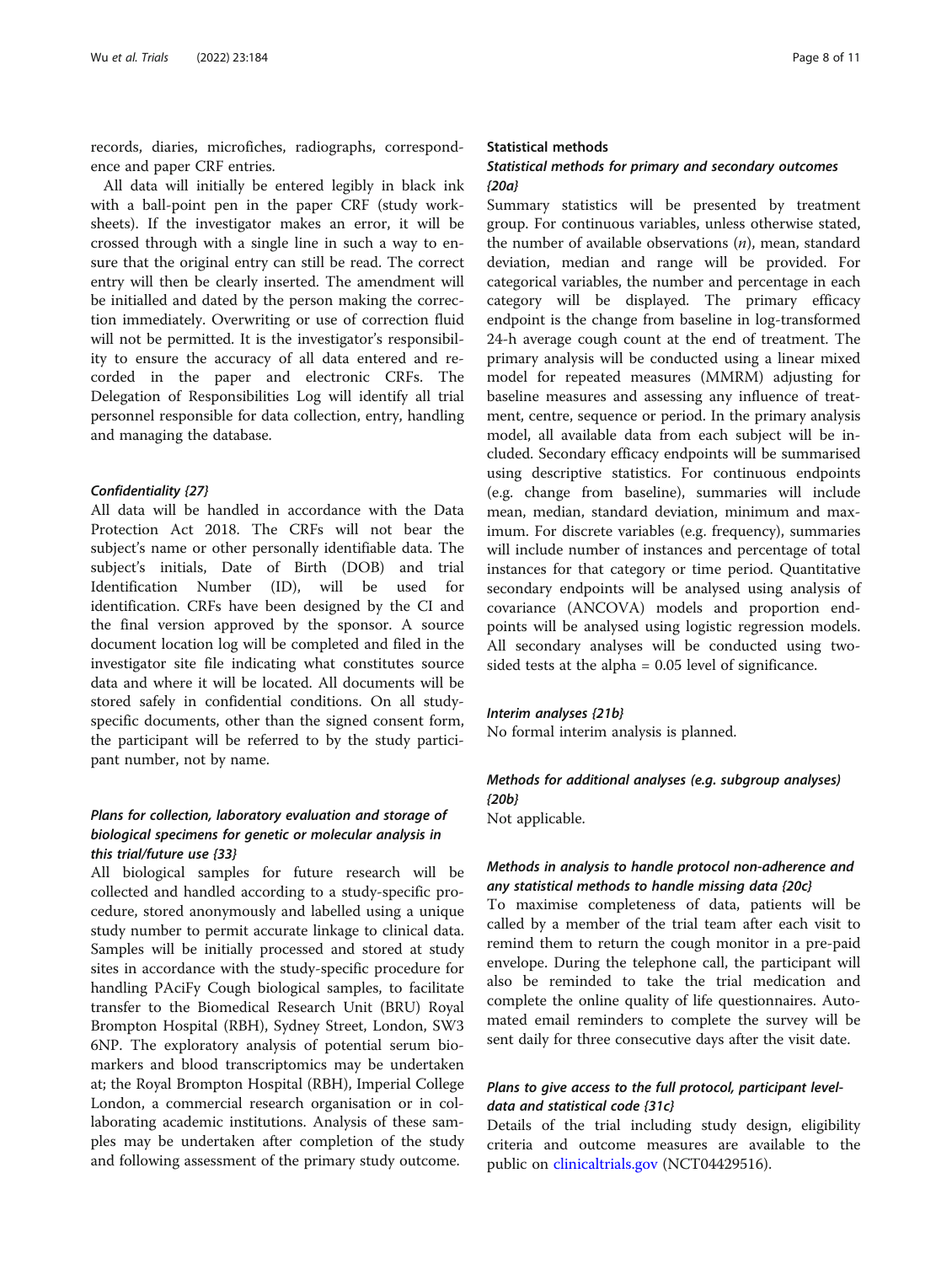records, diaries, microfiches, radiographs, correspondence and paper CRF entries.

All data will initially be entered legibly in black ink with a ball-point pen in the paper CRF (study worksheets). If the investigator makes an error, it will be crossed through with a single line in such a way to ensure that the original entry can still be read. The correct entry will then be clearly inserted. The amendment will be initialled and dated by the person making the correction immediately. Overwriting or use of correction fluid will not be permitted. It is the investigator's responsibility to ensure the accuracy of all data entered and recorded in the paper and electronic CRFs. The Delegation of Responsibilities Log will identify all trial personnel responsible for data collection, entry, handling and managing the database.

#### *Confidentiality {27}*

All data will be handled in accordance with the Data Protection Act 2018. The CRFs will not bear the subject's name or other personally identifiable data. The subject's initials, Date of Birth (DOB) and trial Identification Number (ID), will be used for identification. CRFs have been designed by the CI and the final version approved by the sponsor. A source document location log will be completed and filed in the investigator site file indicating what constitutes source data and where it will be located. All documents will be stored safely in confidential conditions. On all study-specific documents, other than the signed consent form, the participant will be referred to by the study participant number, not by name.

#### *Plans for collection, laboratory evaluation and storage of biological specimens for genetic or molecular analysis in this trial/future use {33}*

All biological samples for future research will be collected and handled according to a study-specific procedure, stored anonymously and labelled using a unique study number to permit accurate linkage to clinical data. Samples will be initially processed and stored at study sites in accordance with the study-specific procedure for handling PAciFy Cough biological samples, to facilitate transfer to the Biomedical Research Unit (BRU) Royal Brompton Hospital (RBH), Sydney Street, London, SW3 6NP. The exploratory analysis of potential serum biomarkers and blood transcriptomics may be undertaken at; the Royal Brompton Hospital (RBH), Imperial College London, a commercial research organisation or in collaborating academic institutions. Analysis of these samples may be undertaken after completion of the study and following assessment of the primary study outcome.

### Statistical methods

#### *Statistical methods for primary and secondary outcomes {20a}*

Summary statistics will be presented by treatment group. For continuous variables, unless otherwise stated, the number of available observations ($n$), mean, standard deviation, median and range will be provided. For categorical variables, the number and percentage in each category will be displayed. The primary efficacy endpoint is the change from baseline in log-transformed 24-h average cough count at the end of treatment. The primary analysis will be conducted using a linear mixed model for repeated measures (MMRM) adjusting for baseline measures and assessing any influence of treatment, centre, sequence or period. In the primary analysis model, all available data from each subject will be included. Secondary efficacy endpoints will be summarised using descriptive statistics. For continuous endpoints (e.g. change from baseline), summaries will include mean, median, standard deviation, minimum and maximum. For discrete variables (e.g. frequency), summaries will include number of instances and percentage of total instances for that category or time period. Quantitative secondary endpoints will be analysed using analysis of covariance (ANCOVA) models and proportion endpoints will be analysed using logistic regression models. All secondary analyses will be conducted using two-sided tests at the alpha = 0.05 level of significance.

#### *Interim analyses {21b}*

No formal interim analysis is planned.

#### *Methods for additional analyses (e.g. subgroup analyses) {20b}*

Not applicable.

#### *Methods in analysis to handle protocol non-adherence and any statistical methods to handle missing data {20c}*

To maximise completeness of data, patients will be called by a member of the trial team after each visit to remind them to return the cough monitor in a pre-paid envelope. During the telephone call, the participant will also be reminded to take the trial medication and complete the online quality of life questionnaires. Automated email reminders to complete the survey will be sent daily for three consecutive days after the visit date.

#### *Plans to give access to the full protocol, participant level-data and statistical code {31c}*

Details of the trial including study design, eligibility criteria and outcome measures are available to the public on clinicaltrials.gov (NCT04429516).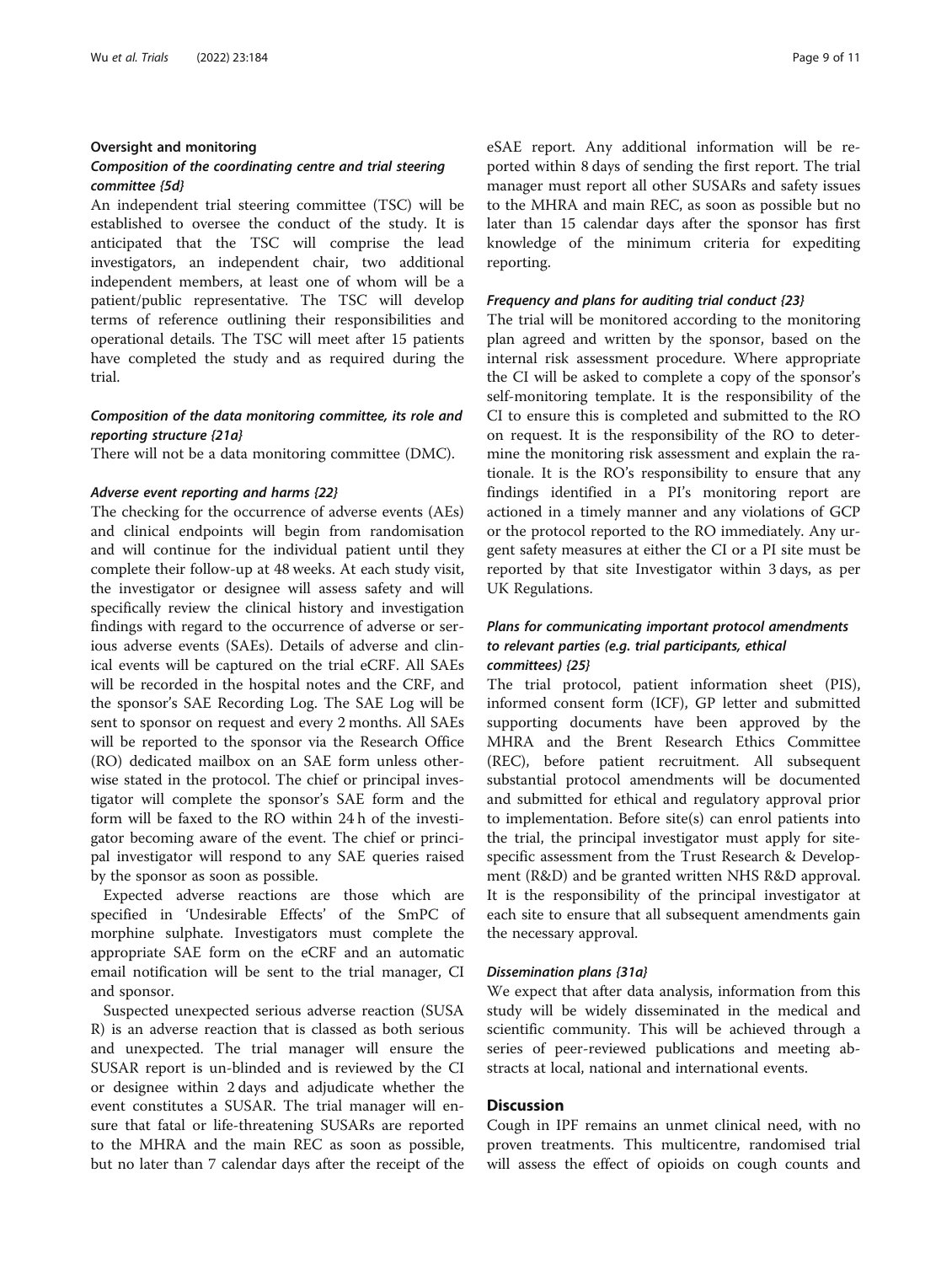### Oversight and monitoring

#### *Composition of the coordinating centre and trial steering committee {5d}*

An independent trial steering committee (TSC) will be established to oversee the conduct of the study. It is anticipated that the TSC will comprise the lead investigators, an independent chair, two additional independent members, at least one of whom will be a patient/public representative. The TSC will develop terms of reference outlining their responsibilities and operational details. The TSC will meet after 15 patients have completed the study and as required during the trial.

#### *Composition of the data monitoring committee, its role and reporting structure {21a}*

There will not be a data monitoring committee (DMC).

#### *Adverse event reporting and harms {22}*

The checking for the occurrence of adverse events (AEs) and clinical endpoints will begin from randomisation and will continue for the individual patient until they complete their follow-up at 48 weeks. At each study visit, the investigator or designee will assess safety and will specifically review the clinical history and investigation findings with regard to the occurrence of adverse or serious adverse events (SAEs). Details of adverse and clinical events will be captured on the trial eCRF. All SAEs will be recorded in the hospital notes and the CRF, and the sponsor's SAE Recording Log. The SAE Log will be sent to sponsor on request and every 2 months. All SAEs will be reported to the sponsor via the Research Office (RO) dedicated mailbox on an SAE form unless otherwise stated in the protocol. The chief or principal investigator will complete the sponsor's SAE form and the form will be faxed to the RO within 24 h of the investigator becoming aware of the event. The chief or principal investigator will respond to any SAE queries raised by the sponsor as soon as possible.

Expected adverse reactions are those which are specified in 'Undesirable Effects' of the SmPC of morphine sulphate. Investigators must complete the appropriate SAE form on the eCRF and an automatic email notification will be sent to the trial manager, CI and sponsor.

Suspected unexpected serious adverse reaction (SUSAR) is an adverse reaction that is classed as both serious and unexpected. The trial manager will ensure the SUSAR report is un-blinded and is reviewed by the CI or designee within 2 days and adjudicate whether the event constitutes a SUSAR. The trial manager will ensure that fatal or life-threatening SUSARs are reported to the MHRA and the main REC as soon as possible, but no later than 7 calendar days after the receipt of the eSAE report. Any additional information will be reported within 8 days of sending the first report. The trial manager must report all other SUSARs and safety issues to the MHRA and main REC, as soon as possible but no later than 15 calendar days after the sponsor has first knowledge of the minimum criteria for expediting reporting.

#### *Frequency and plans for auditing trial conduct {23}*

The trial will be monitored according to the monitoring plan agreed and written by the sponsor, based on the internal risk assessment procedure. Where appropriate the CI will be asked to complete a copy of the sponsor's self-monitoring template. It is the responsibility of the CI to ensure this is completed and submitted to the RO on request. It is the responsibility of the RO to determine the monitoring risk assessment and explain the rationale. It is the RO's responsibility to ensure that any findings identified in a PI's monitoring report are actioned in a timely manner and any violations of GCP or the protocol reported to the RO immediately. Any urgent safety measures at either the CI or a PI site must be reported by that site Investigator within 3 days, as per UK Regulations.

#### *Plans for communicating important protocol amendments to relevant parties (e.g. trial participants, ethical committees) {25}*

The trial protocol, patient information sheet (PIS), informed consent form (ICF), GP letter and submitted supporting documents have been approved by the MHRA and the Brent Research Ethics Committee (REC), before patient recruitment. All subsequent substantial protocol amendments will be documented and submitted for ethical and regulatory approval prior to implementation. Before site(s) can enrol patients into the trial, the principal investigator must apply for site-specific assessment from the Trust Research & Development (R&D) and be granted written NHS R&D approval. It is the responsibility of the principal investigator at each site to ensure that all subsequent amendments gain the necessary approval.

#### *Dissemination plans {31a}*

We expect that after data analysis, information from this study will be widely disseminated in the medical and scientific community. This will be achieved through a series of peer-reviewed publications and meeting abstracts at local, national and international events.

## Discussion

Cough in IPF remains an unmet clinical need, with no proven treatments. This multicentre, randomised trial will assess the effect of opioids on cough counts and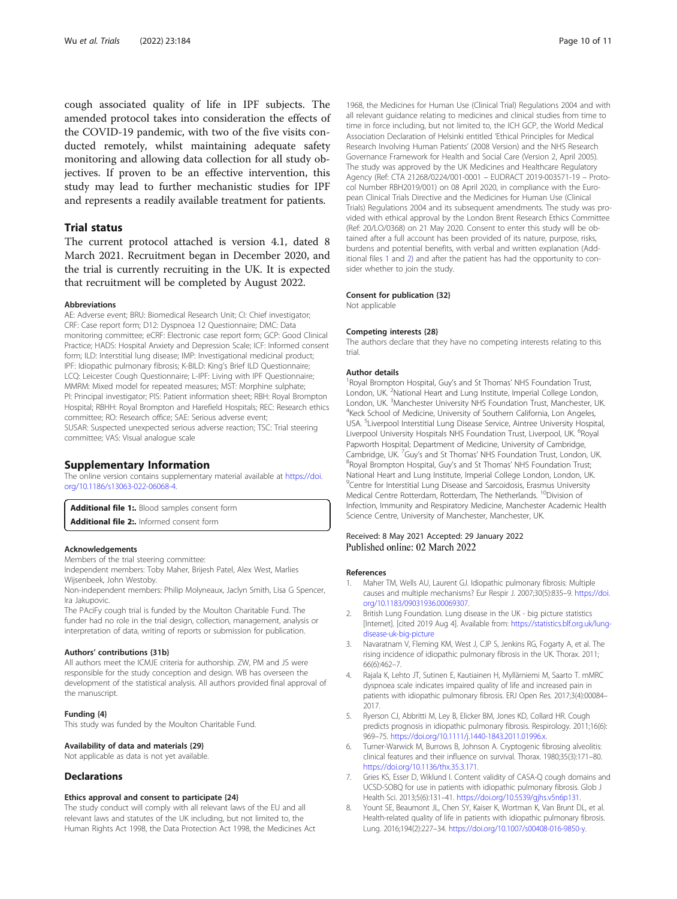cough associated quality of life in IPF subjects. The amended protocol takes into consideration the effects of the COVID-19 pandemic, with two of the five visits conducted remotely, whilst maintaining adequate safety monitoring and allowing data collection for all study objectives. If proven to be an effective intervention, this study may lead to further mechanistic studies for IPF and represents a readily available treatment for patients.

## Trial status

The current protocol attached is version 4.1, dated 8 March 2021. Recruitment began in December 2020, and the trial is currently recruiting in the UK. It is expected that recruitment will be completed by August 2022.

#### Abbreviations

AE: Adverse event; BRU: Biomedical Research Unit; CI: Chief investigator; CRF: Case report form; D12: Dyspnoea 12 Questionnaire; DMC: Data monitoring committee; eCRF: Electronic case report form; GCP: Good Clinical Practice; HADS: Hospital Anxiety and Depression Scale; ICF: Informed consent form; ILD: Interstitial lung disease; IMP: Investigational medicinal product; IPF: Idiopathic pulmonary fibrosis; K-BILD: King's Brief ILD Questionnaire; LCQ: Leicester Cough Questionnaire; L-IPF: Living with IPF Questionnaire; MMRM: Mixed model for repeated measures; MST: Morphine sulphate; PI: Principal investigator; PIS: Patient information sheet; RBH: Royal Brompton Hospital; RBHH: Royal Brompton and Harefield Hospitals; REC: Research ethics committee; RO: Research office; SAE: Serious adverse event; SUSAR: Suspected unexpected serious adverse reaction; TSC: Trial steering committee; VAS: Visual analogue scale

## Supplementary Information

The online version contains supplementary material available at https://doi.org/10.1186/s13063-022-06068-4.

**Additional file 1:.** Blood samples consent form
**Additional file 2:.** Informed consent form

#### Acknowledgements

Members of the trial steering committee:
Independent members: Toby Maher, Brijesh Patel, Alex West, Marlies Wijsenbeek, John Westoby.
Non-independent members: Philip Molyneaux, Jaclyn Smith, Lisa G Spencer, Ira Jakupovic.
The PAciFy cough trial is funded by the Moulton Charitable Fund. The funder had no role in the trial design, collection, management, analysis or interpretation of data, writing of reports or submission for publication.

#### Authors' contributions {31b}

All authors meet the ICMJE criteria for authorship. ZW, PM and JS were responsible for the study conception and design. WB has overseen the development of the statistical analysis. All authors provided final approval of the manuscript.

#### Funding {4}

This study was funded by the Moulton Charitable Fund.

#### Availability of data and materials {29}

Not applicable as data is not yet available.

## Declarations

#### Ethics approval and consent to participate {24}

The study conduct will comply with all relevant laws of the EU and all relevant laws and statutes of the UK including, but not limited to, the Human Rights Act 1998, the Data Protection Act 1998, the Medicines Act 1968, the Medicines for Human Use (Clinical Trial) Regulations 2004 and with all relevant guidance relating to medicines and clinical studies from time to time in force including, but not limited to, the ICH GCP, the World Medical Association Declaration of Helsinki entitled 'Ethical Principles for Medical Research Involving Human Patients' (2008 Version) and the NHS Research Governance Framework for Health and Social Care (Version 2, April 2005). The study was approved by the UK Medicines and Healthcare Regulatory Agency (Ref: CTA 21268/0224/001-0001 – EUDRACT 2019-003571-19 – Protocol Number RBH2019/001) on 08 April 2020, in compliance with the European Clinical Trials Directive and the Medicines for Human Use (Clinical Trials) Regulations 2004 and its subsequent amendments. The study was provided with ethical approval by the London Brent Research Ethics Committee (Ref: 20/LO/0368) on 21 May 2020. Consent to enter this study will be obtained after a full account has been provided of its nature, purpose, risks, burdens and potential benefits, with verbal and written explanation (Additional files 1 and 2) and after the patient has had the opportunity to consider whether to join the study.

#### Consent for publication {32}

Not applicable

#### Competing interests {28}

The authors declare that they have no competing interests relating to this trial.

#### Author details

[1]Royal Brompton Hospital, Guy's and St Thomas' NHS Foundation Trust, London, UK. [2]National Heart and Lung Institute, Imperial College London, London, UK. [3]Manchester University NHS Foundation Trust, Manchester, UK. [4]Keck School of Medicine, University of Southern California, Lon Angeles, USA. [5]Liverpool Interstitial Lung Disease Service, Aintree University Hospital, Liverpool University Hospitals NHS Foundation Trust, Liverpool, UK. [6]Royal Papworth Hospital; Department of Medicine, University of Cambridge, Cambridge, UK. [7]Guy's and St Thomas' NHS Foundation Trust, London, UK. [8]Royal Brompton Hospital, Guy's and St Thomas' NHS Foundation Trust; National Heart and Lung Institute, Imperial College London, London, UK. [9]Centre for Interstitial Lung Disease and Sarcoidosis, Erasmus University Medical Centre Rotterdam, Rotterdam, The Netherlands. [10]Division of Infection, Immunity and Respiratory Medicine, Manchester Academic Health Science Centre, University of Manchester, Manchester, UK.

Received: 8 May 2021 Accepted: 29 January 2022
Published online: 02 March 2022

#### References

1. Maher TM, Wells AU, Laurent GJ. Idiopathic pulmonary fibrosis: Multiple causes and multiple mechanisms? Eur Respir J. 2007;30(5):835–9. https://doi.org/10.1183/09031936.00069307.
2. British Lung Foundation. Lung disease in the UK - big picture statistics [Internet]. [cited 2019 Aug 4]. Available from: https://statistics.blf.org.uk/lung-disease-uk-big-picture
3. Navaratnam V, Fleming KM, West J, CJP S, Jenkins RG, Fogarty A, et al. The rising incidence of idiopathic pulmonary fibrosis in the UK. Thorax. 2011; 66(6):462–7.
4. Rajala K, Lehto JT, Sutinen E, Kautiainen H, Myllärniemi M, Saarto T. mMRC dyspnoea scale indicates impaired quality of life and increased pain in patients with idiopathic pulmonary fibrosis. ERJ Open Res. 2017;3(4):00084–2017.
5. Ryerson CJ, Abbritti M, Ley B, Elicker BM, Jones KD, Collard HR. Cough predicts prognosis in idiopathic pulmonary fibrosis. Respirology. 2011;16(6): 969–75. https://doi.org/10.1111/j.1440-1843.2011.01996.x.
6. Turner-Warwick M, Burrows B, Johnson A. Cryptogenic fibrosing alveolitis: clinical features and their influence on survival. Thorax. 1980;35(3):171–80. https://doi.org/10.1136/thx.35.3.171.
7. Gries KS, Esser D, Wiklund I. Content validity of CASA-Q cough domains and UCSD-SOBQ for use in patients with idiopathic pulmonary fibrosis. Glob J Health Sci. 2013;5(6):131–41. https://doi.org/10.5539/gjhs.v5n6p131.
8. Yount SE, Beaumont JL, Chen SY, Kaiser K, Wortman K, Van Brunt DL, et al. Health-related quality of life in patients with idiopathic pulmonary fibrosis. Lung. 2016;194(2):227–34. https://doi.org/10.1007/s00408-016-9850-y.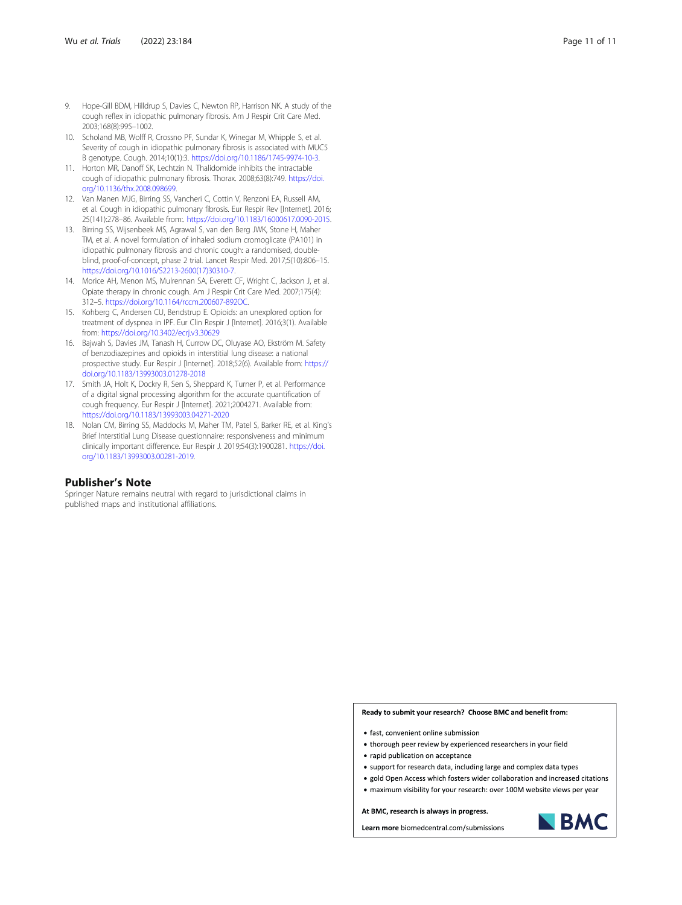9. Hope-Gill BDM, Hilldrup S, Davies C, Newton RP, Harrison NK. A study of the cough reflex in idiopathic pulmonary fibrosis. Am J Respir Crit Care Med. 2003;168(8):995–1002.
10. Scholand MB, Wolff R, Crossno PF, Sundar K, Winegar M, Whipple S, et al. Severity of cough in idiopathic pulmonary fibrosis is associated with MUC5 B genotype. Cough. 2014;10(1):3. https://doi.org/10.1186/1745-9974-10-3.
11. Horton MR, Danoff SK, Lechtzin N. Thalidomide inhibits the intractable cough of idiopathic pulmonary fibrosis. Thorax. 2008;63(8):749. https://doi.org/10.1136/thx.2008.098699.
12. Van Manen MJG, Birring SS, Vancheri C, Cottin V, Renzoni EA, Russell AM, et al. Cough in idiopathic pulmonary fibrosis. Eur Respir Rev [Internet]. 2016; 25(141):278–86. Available from:. https://doi.org/10.1183/16000617.0090-2015.
13. Birring SS, Wijsenbeek MS, Agrawal S, van den Berg JWK, Stone H, Maher TM, et al. A novel formulation of inhaled sodium cromoglicate (PA101) in idiopathic pulmonary fibrosis and chronic cough: a randomised, double-blind, proof-of-concept, phase 2 trial. Lancet Respir Med. 2017;5(10):806–15. https://doi.org/10.1016/S2213-2600(17)30310-7.
14. Morice AH, Menon MS, Mulrennan SA, Everett CF, Wright C, Jackson J, et al. Opiate therapy in chronic cough. Am J Respir Crit Care Med. 2007;175(4): 312–5. https://doi.org/10.1164/rccm.200607-892OC.
15. Kohberg C, Andersen CU, Bendstrup E. Opioids: an unexplored option for treatment of dyspnea in IPF. Eur Clin Respir J [Internet]. 2016;3(1). Available from: https://doi.org/10.3402/ecrj.v3.30629
16. Bajwah S, Davies JM, Tanash H, Currow DC, Oluyase AO, Ekström M. Safety of benzodiazepines and opioids in interstitial lung disease: a national prospective study. Eur Respir J [Internet]. 2018;52(6). Available from: https://doi.org/10.1183/13993003.01278-2018
17. Smith JA, Holt K, Dockry R, Sen S, Sheppard K, Turner P, et al. Performance of a digital signal processing algorithm for the accurate quantification of cough frequency. Eur Respir J [Internet]. 2021;2004271. Available from: https://doi.org/10.1183/13993003.04271-2020
18. Nolan CM, Birring SS, Maddocks M, Maher TM, Patel S, Barker RE, et al. King's Brief Interstitial Lung Disease questionnaire: responsiveness and minimum clinically important difference. Eur Respir J. 2019;54(3):1900281. https://doi.org/10.1183/13993003.00281-2019.

## Publisher's Note

Springer Nature remains neutral with regard to jurisdictional claims in published maps and institutional affiliations.

**Ready to submit your research? Choose BMC and benefit from:**

- fast, convenient online submission
- thorough peer review by experienced researchers in your field
- rapid publication on acceptance
- support for research data, including large and complex data types
- gold Open Access which fosters wider collaboration and increased citations
- maximum visibility for your research: over 100M website views per year

**At BMC, research is always in progress.**

**Learn more** biomedcentral.com/submissions

BMC